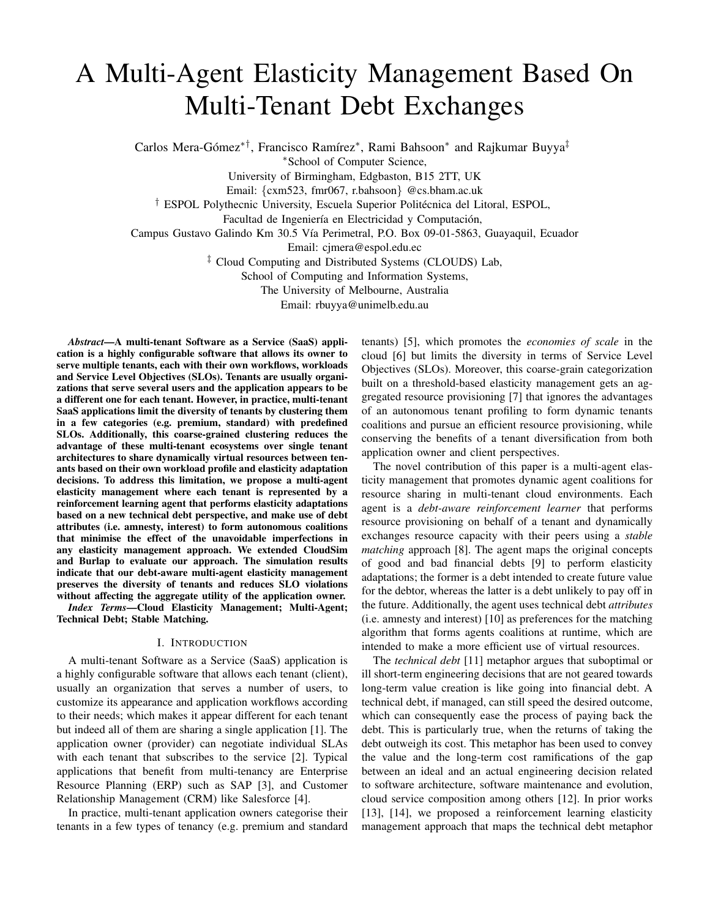# A Multi-Agent Elasticity Management Based On Multi-Tenant Debt Exchanges

Carlos Mera-Gómez*†, Francisco Ramírez*, Rami Bahsoon* and Rajkumar Buyya‡

*School of Computer Science,
University of Birmingham, Edgbaston, B15 2TT, UK
Email: {cxm523, fmr067, r.bahsoon} @cs.bham.ac.uk

† ESPOL Polythecnic University, Escuela Superior Politécnica del Litoral, ESPOL,
Facultad de Ingeniería en Electricidad y Computación,
Campus Gustavo Galindo Km 30.5 Vía Perimetral, P.O. Box 09-01-5863, Guayaquil, Ecuador
Email: cjmera@espol.edu.ec

‡ Cloud Computing and Distributed Systems (CLOUDS) Lab,
School of Computing and Information Systems,
The University of Melbourne, Australia
Email: rbuyya@unimelb.edu.au

***Abstract*—A multi-tenant Software as a Service (SaaS) application is a highly configurable software that allows its owner to serve multiple tenants, each with their own workflows, workloads and Service Level Objectives (SLOs). Tenants are usually organizations that serve several users and the application appears to be a different one for each tenant. However, in practice, multi-tenant SaaS applications limit the diversity of tenants by clustering them in a few categories (e.g. premium, standard) with predefined SLOs. Additionally, this coarse-grained clustering reduces the advantage of these multi-tenant ecosystems over single tenant architectures to share dynamically virtual resources between tenants based on their own workload profile and elasticity adaptation decisions. To address this limitation, we propose a multi-agent elasticity management where each tenant is represented by a reinforcement learning agent that performs elasticity adaptations based on a new technical debt perspective, and make use of debt attributes (i.e. amnesty, interest) to form autonomous coalitions that minimise the effect of the unavoidable imperfections in any elasticity management approach. We extended CloudSim and Burlap to evaluate our approach. The simulation results indicate that our debt-aware multi-agent elasticity management preserves the diversity of tenants and reduces SLO violations without affecting the aggregate utility of the application owner.**

***Index Terms*—Cloud Elasticity Management; Multi-Agent; Technical Debt; Stable Matching.**

## I. Introduction

A multi-tenant Software as a Service (SaaS) application is a highly configurable software that allows each tenant (client), usually an organization that serves a number of users, to customize its appearance and application workflows according to their needs; which makes it appear different for each tenant but indeed all of them are sharing a single application [1]. The application owner (provider) can negotiate individual SLAs with each tenant that subscribes to the service [2]. Typical applications that benefit from multi-tenancy are Enterprise Resource Planning (ERP) such as SAP [3], and Customer Relationship Management (CRM) like Salesforce [4].

In practice, multi-tenant application owners categorise their tenants in a few types of tenancy (e.g. premium and standard tenants) [5], which promotes the *economies of scale* in the cloud [6] but limits the diversity in terms of Service Level Objectives (SLOs). Moreover, this coarse-grain categorization built on a threshold-based elasticity management gets an aggregated resource provisioning [7] that ignores the advantages of an autonomous tenant profiling to form dynamic tenants coalitions and pursue an efficient resource provisioning, while conserving the benefits of a tenant diversification from both application owner and client perspectives.

The novel contribution of this paper is a multi-agent elasticity management that promotes dynamic agent coalitions for resource sharing in multi-tenant cloud environments. Each agent is a *debt-aware reinforcement learner* that performs resource provisioning on behalf of a tenant and dynamically exchanges resource capacity with their peers using a *stable matching* approach [8]. The agent maps the original concepts of good and bad financial debts [9] to perform elasticity adaptations; the former is a debt intended to create future value for the debtor, whereas the latter is a debt unlikely to pay off in the future. Additionally, the agent uses technical debt *attributes* (i.e. amnesty and interest) [10] as preferences for the matching algorithm that forms agents coalitions at runtime, which are intended to make a more efficient use of virtual resources.

The *technical debt* [11] metaphor argues that suboptimal or ill short-term engineering decisions that are not geared towards long-term value creation is like going into financial debt. A technical debt, if managed, can still speed the desired outcome, which can consequently ease the process of paying back the debt. This is particularly true, when the returns of taking the debt outweigh its cost. This metaphor has been used to convey the value and the long-term cost ramifications of the gap between an ideal and an actual engineering decision related to software architecture, software maintenance and evolution, cloud service composition among others [12]. In prior works [13], [14], we proposed a reinforcement learning elasticity management approach that maps the technical debt metaphor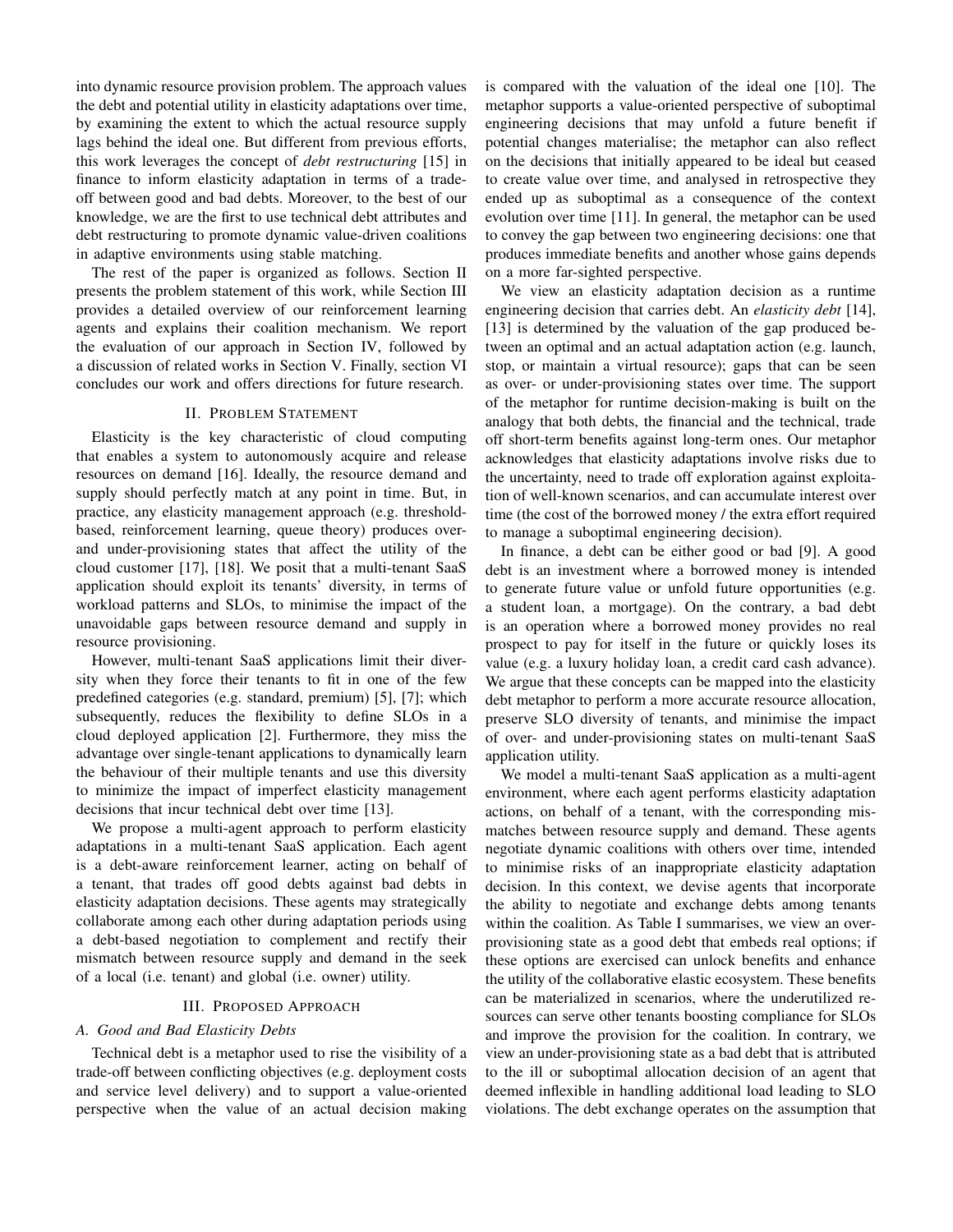into dynamic resource provision problem. The approach values the debt and potential utility in elasticity adaptations over time, by examining the extent to which the actual resource supply lags behind the ideal one. But different from previous efforts, this work leverages the concept of *debt restructuring* [15] in finance to inform elasticity adaptation in terms of a trade-off between good and bad debts. Moreover, to the best of our knowledge, we are the first to use technical debt attributes and debt restructuring to promote dynamic value-driven coalitions in adaptive environments using stable matching.

The rest of the paper is organized as follows. Section II presents the problem statement of this work, while Section III provides a detailed overview of our reinforcement learning agents and explains their coalition mechanism. We report the evaluation of our approach in Section IV, followed by a discussion of related works in Section V. Finally, section VI concludes our work and offers directions for future research.

## II. Problem Statement

Elasticity is the key characteristic of cloud computing that enables a system to autonomously acquire and release resources on demand [16]. Ideally, the resource demand and supply should perfectly match at any point in time. But, in practice, any elasticity management approach (e.g. threshold-based, reinforcement learning, queue theory) produces over- and under-provisioning states that affect the utility of the cloud customer [17], [18]. We posit that a multi-tenant SaaS application should exploit its tenants' diversity, in terms of workload patterns and SLOs, to minimise the impact of the unavoidable gaps between resource demand and supply in resource provisioning.

However, multi-tenant SaaS applications limit their diversity when they force their tenants to fit in one of the few predefined categories (e.g. standard, premium) [5], [7]; which subsequently, reduces the flexibility to define SLOs in a cloud deployed application [2]. Furthermore, they miss the advantage over single-tenant applications to dynamically learn the behaviour of their multiple tenants and use this diversity to minimize the impact of imperfect elasticity management decisions that incur technical debt over time [13].

We propose a multi-agent approach to perform elasticity adaptations in a multi-tenant SaaS application. Each agent is a debt-aware reinforcement learner, acting on behalf of a tenant, that trades off good debts against bad debts in elasticity adaptation decisions. These agents may strategically collaborate among each other during adaptation periods using a debt-based negotiation to complement and rectify their mismatch between resource supply and demand in the seek of a local (i.e. tenant) and global (i.e. owner) utility.

## III. Proposed Approach

### A. Good and Bad Elasticity Debts

Technical debt is a metaphor used to rise the visibility of a trade-off between conflicting objectives (e.g. deployment costs and service level delivery) and to support a value-oriented perspective when the value of an actual decision making is compared with the valuation of the ideal one [10]. The metaphor supports a value-oriented perspective of suboptimal engineering decisions that may unfold a future benefit if potential changes materialise; the metaphor can also reflect on the decisions that initially appeared to be ideal but ceased to create value over time, and analysed in retrospective they ended up as suboptimal as a consequence of the context evolution over time [11]. In general, the metaphor can be used to convey the gap between two engineering decisions: one that produces immediate benefits and another whose gains depends on a more far-sighted perspective.

We view an elasticity adaptation decision as a runtime engineering decision that carries debt. An *elasticity debt* [14], [13] is determined by the valuation of the gap produced between an optimal and an actual adaptation action (e.g. launch, stop, or maintain a virtual resource); gaps that can be seen as over- or under-provisioning states over time. The support of the metaphor for runtime decision-making is built on the analogy that both debts, the financial and the technical, trade off short-term benefits against long-term ones. Our metaphor acknowledges that elasticity adaptations involve risks due to the uncertainty, need to trade off exploration against exploitation of well-known scenarios, and can accumulate interest over time (the cost of the borrowed money / the extra effort required to manage a suboptimal engineering decision).

In finance, a debt can be either good or bad [9]. A good debt is an investment where a borrowed money is intended to generate future value or unfold future opportunities (e.g. a student loan, a mortgage). On the contrary, a bad debt is an operation where a borrowed money provides no real prospect to pay for itself in the future or quickly loses its value (e.g. a luxury holiday loan, a credit card cash advance). We argue that these concepts can be mapped into the elasticity debt metaphor to perform a more accurate resource allocation, preserve SLO diversity of tenants, and minimise the impact of over- and under-provisioning states on multi-tenant SaaS application utility.

We model a multi-tenant SaaS application as a multi-agent environment, where each agent performs elasticity adaptation actions, on behalf of a tenant, with the corresponding mismatches between resource supply and demand. These agents negotiate dynamic coalitions with others over time, intended to minimise risks of an inappropriate elasticity adaptation decision. In this context, we devise agents that incorporate the ability to negotiate and exchange debts among tenants within the coalition. As Table I summarises, we view an over-provisioning state as a good debt that embeds real options; if these options are exercised can unlock benefits and enhance the utility of the collaborative elastic ecosystem. These benefits can be materialized in scenarios, where the underutilized resources can serve other tenants boosting compliance for SLOs and improve the provision for the coalition. In contrary, we view an under-provisioning state as a bad debt that is attributed to the ill or suboptimal allocation decision of an agent that deemed inflexible in handling additional load leading to SLO violations. The debt exchange operates on the assumption that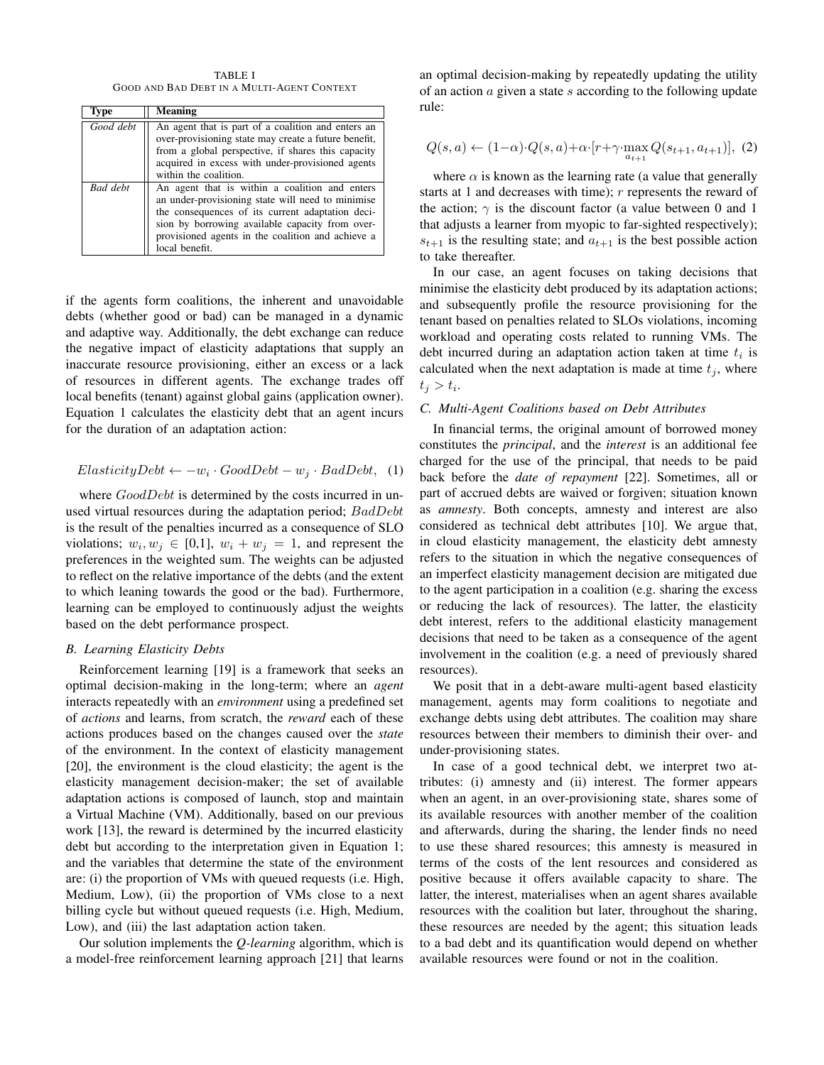TABLE I
GOOD AND BAD DEBT IN A MULTI-AGENT CONTEXT

| Type | Meaning |
|---|---|
| *Good debt* | An agent that is part of a coalition and enters an over-provisioning state may create a future benefit, from a global perspective, if shares this capacity acquired in excess with under-provisioned agents within the coalition. |
| *Bad debt* | An agent that is within a coalition and enters an under-provisioning state will need to minimise the consequences of its current adaptation decision by borrowing available capacity from over-provisioned agents in the coalition and achieve a local benefit. |

if the agents form coalitions, the inherent and unavoidable debts (whether good or bad) can be managed in a dynamic and adaptive way. Additionally, the debt exchange can reduce the negative impact of elasticity adaptations that supply an inaccurate resource provisioning, either an excess or a lack of resources in different agents. The exchange trades off local benefits (tenant) against global gains (application owner). Equation 1 calculates the elasticity debt that an agent incurs for the duration of an adaptation action:

$$ElasticityDebt \leftarrow -w_i \cdot GoodDebt - w_j \cdot BadDebt, \quad (1)$$

where $GoodDebt$ is determined by the costs incurred in unused virtual resources during the adaptation period; $BadDebt$ is the result of the penalties incurred as a consequence of SLO violations; $w_i, w_j \in$ [0,1], $w_i + w_j = 1$, and represent the preferences in the weighted sum. The weights can be adjusted to reflect on the relative importance of the debts (and the extent to which leaning towards the good or the bad). Furthermore, learning can be employed to continuously adjust the weights based on the debt performance prospect.

### B. Learning Elasticity Debts

Reinforcement learning [19] is a framework that seeks an optimal decision-making in the long-term; where an *agent* interacts repeatedly with an *environment* using a predefined set of *actions* and learns, from scratch, the *reward* each of these actions produces based on the changes caused over the *state* of the environment. In the context of elasticity management [20], the environment is the cloud elasticity; the agent is the elasticity management decision-maker; the set of available adaptation actions is composed of launch, stop and maintain a Virtual Machine (VM). Additionally, based on our previous work [13], the reward is determined by the incurred elasticity debt but according to the interpretation given in Equation 1; and the variables that determine the state of the environment are: (i) the proportion of VMs with queued requests (i.e. High, Medium, Low), (ii) the proportion of VMs close to a next billing cycle but without queued requests (i.e. High, Medium, Low), and (iii) the last adaptation action taken.

Our solution implements the *Q-learning* algorithm, which is a model-free reinforcement learning approach [21] that learns an optimal decision-making by repeatedly updating the utility of an action $a$ given a state $s$ according to the following update rule:

$$Q(s,a) \leftarrow (1-\alpha) \cdot Q(s,a) + \alpha \cdot [r + \gamma \cdot \max_{a_{t+1}} Q(s_{t+1}, a_{t+1})], \quad (2)$$

where $\alpha$ is known as the learning rate (a value that generally starts at 1 and decreases with time); $r$ represents the reward of the action; $\gamma$ is the discount factor (a value between 0 and 1 that adjusts a learner from myopic to far-sighted respectively); $s_{t+1}$ is the resulting state; and $a_{t+1}$ is the best possible action to take thereafter.

In our case, an agent focuses on taking decisions that minimise the elasticity debt produced by its adaptation actions; and subsequently profile the resource provisioning for the tenant based on penalties related to SLOs violations, incoming workload and operating costs related to running VMs. The debt incurred during an adaptation action taken at time $t_i$ is calculated when the next adaptation is made at time $t_j$, where $t_j > t_i$.

### C. Multi-Agent Coalitions based on Debt Attributes

In financial terms, the original amount of borrowed money constitutes the *principal*, and the *interest* is an additional fee charged for the use of the principal, that needs to be paid back before the *date of repayment* [22]. Sometimes, all or part of accrued debts are waived or forgiven; situation known as *amnesty*. Both concepts, amnesty and interest are also considered as technical debt attributes [10]. We argue that, in cloud elasticity management, the elasticity debt amnesty refers to the situation in which the negative consequences of an imperfect elasticity management decision are mitigated due to the agent participation in a coalition (e.g. sharing the excess or reducing the lack of resources). The latter, the elasticity debt interest, refers to the additional elasticity management decisions that need to be taken as a consequence of the agent involvement in the coalition (e.g. a need of previously shared resources).

We posit that in a debt-aware multi-agent based elasticity management, agents may form coalitions to negotiate and exchange debts using debt attributes. The coalition may share resources between their members to diminish their over- and under-provisioning states.

In case of a good technical debt, we interpret two attributes: (i) amnesty and (ii) interest. The former appears when an agent, in an over-provisioning state, shares some of its available resources with another member of the coalition and afterwards, during the sharing, the lender finds no need to use these shared resources; this amnesty is measured in terms of the costs of the lent resources and considered as positive because it offers available capacity to share. The latter, the interest, materialises when an agent shares available resources with the coalition but later, throughout the sharing, these resources are needed by the agent; this situation leads to a bad debt and its quantification would depend on whether available resources were found or not in the coalition.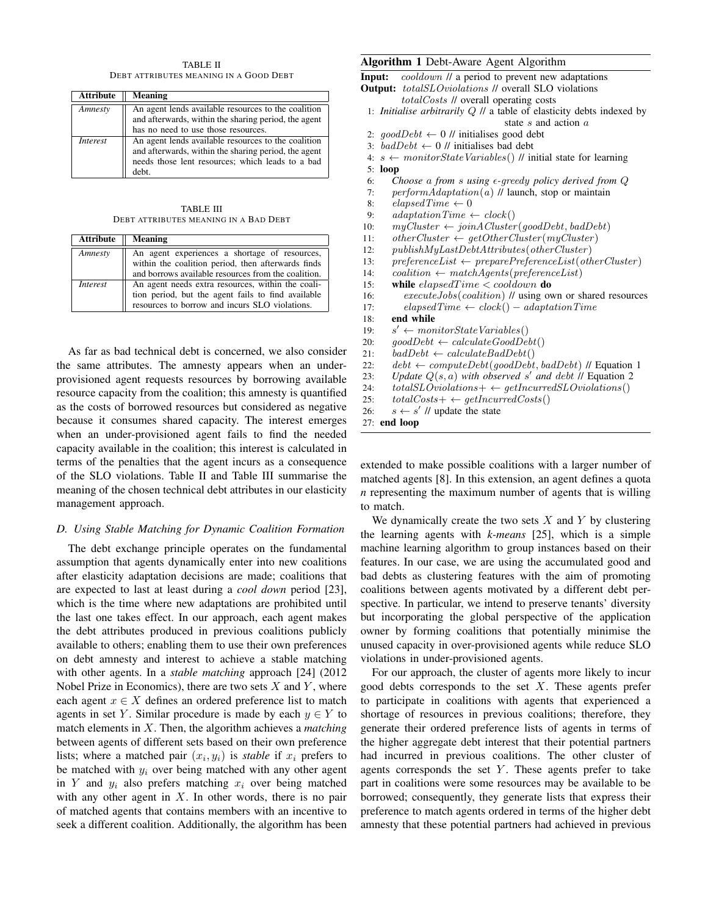TABLE II
DEBT ATTRIBUTES MEANING IN A GOOD DEBT

| Attribute | Meaning |
|---|---|
| *Amnesty* | An agent lends available resources to the coalition and afterwards, within the sharing period, the agent has no need to use those resources. |
| *Interest* | An agent lends available resources to the coalition and afterwards, within the sharing period, the agent needs those lent resources; which leads to a bad debt. |

TABLE III
DEBT ATTRIBUTES MEANING IN A BAD DEBT

| Attribute | Meaning |
|---|---|
| *Amnesty* | An agent experiences a shortage of resources, within the coalition period, then afterwards finds and borrows available resources from the coalition. |
| *Interest* | An agent needs extra resources, within the coalition period, but the agent fails to find available resources to borrow and incurs SLO violations. |

As far as bad technical debt is concerned, we also consider the same attributes. The amnesty appears when an under-provisioned agent requests resources by borrowing available resource capacity from the coalition; this amnesty is quantified as the costs of borrowed resources but considered as negative because it consumes shared capacity. The interest emerges when an under-provisioned agent fails to find the needed capacity available in the coalition; this interest is calculated in terms of the penalties that the agent incurs as a consequence of the SLO violations. Table II and Table III summarise the meaning of the chosen technical debt attributes in our elasticity management approach.

### *D. Using Stable Matching for Dynamic Coalition Formation*

The debt exchange principle operates on the fundamental assumption that agents dynamically enter into new coalitions after elasticity adaptation decisions are made; coalitions that are expected to last at least during a *cool down* period [23], which is the time where new adaptations are prohibited until the last one takes effect. In our approach, each agent makes the debt attributes produced in previous coalitions publicly available to others; enabling them to use their own preferences on debt amnesty and interest to achieve a stable matching with other agents. In a *stable matching* approach [24] (2012 Nobel Prize in Economics), there are two sets $X$ and $Y$, where each agent $x \in X$ defines an ordered preference list to match agents in set $Y$. Similar procedure is made by each $y \in Y$ to match elements in $X$. Then, the algorithm achieves a *matching* between agents of different sets based on their own preference lists; where a matched pair $(x_i, y_i)$ is *stable* if $x_i$ prefers to be matched with $y_i$ over being matched with any other agent in $Y$ and $y_i$ also prefers matching $x_i$ over being matched with any other agent in $X$. In other words, there is no pair of matched agents that contains members with an incentive to seek a different coalition. Additionally, the algorithm has been

**Algorithm 1** Debt-Aware Agent Algorithm

```
Input:  cooldown // a period to prevent new adaptations
Output: totalSLOviolations // overall SLO violations
        totalCosts // overall operating costs
 1: Initialise arbitrarily Q // a table of elasticity debts indexed by
                                            state s and action a
 2: goodDebt ← 0 // initialises good debt
 3: badDebt ← 0 // initialises bad debt
 4: s ← monitorStateVariables() // initial state for learning
 5: loop
 6:    Choose a from s using ε-greedy policy derived from Q
 7:    performAdaptation(a) // launch, stop or maintain
 8:    elapsedTime ← 0
 9:    adaptationTime ← clock()
10:    myCluster ← joinACluster(goodDebt, badDebt)
11:    otherCluster ← getOtherCluster(myCluster)
12:    publishMyLastDebtAttributes(otherCluster)
13:    preferenceList ← preparePreferenceList(otherCluster)
14:    coalition ← matchAgents(preferenceList)
15:    while elapsedTime < cooldown do
16:       executeJobs(coalition) // using own or shared resources
17:       elapsedTime ← clock() − adaptationTime
18:    end while
19:    s' ← monitorStateVariables()
20:    goodDebt ← calculateGoodDebt()
21:    badDebt ← calculateBadDebt()
22:    debt ← computeDebt(goodDebt, badDebt) // Equation 1
23:    Update Q(s, a) with observed s' and debt // Equation 2
24:    totalSLOviolations+ ← getIncurredSLOviolations()
25:    totalCosts+ ← getIncurredCosts()
26:    s ← s' // update the state
27: end loop
```

extended to make possible coalitions with a larger number of matched agents [8]. In this extension, an agent defines a quota *n* representing the maximum number of agents that is willing to match.

We dynamically create the two sets $X$ and $Y$ by clustering the learning agents with *k-means* [25], which is a simple machine learning algorithm to group instances based on their features. In our case, we are using the accumulated good and bad debts as clustering features with the aim of promoting coalitions between agents motivated by a different debt perspective. In particular, we intend to preserve tenants' diversity but incorporating the global perspective of the application owner by forming coalitions that potentially minimise the unused capacity in over-provisioned agents while reduce SLO violations in under-provisioned agents.

For our approach, the cluster of agents more likely to incur good debts corresponds to the set $X$. These agents prefer to participate in coalitions with agents that experienced a shortage of resources in previous coalitions; therefore, they generate their ordered preference lists of agents in terms of the higher aggregate debt interest that their potential partners had incurred in previous coalitions. The other cluster of agents corresponds the set $Y$. These agents prefer to take part in coalitions were some resources may be available to be borrowed; consequently, they generate lists that express their preference to match agents ordered in terms of the higher debt amnesty that these potential partners had achieved in previous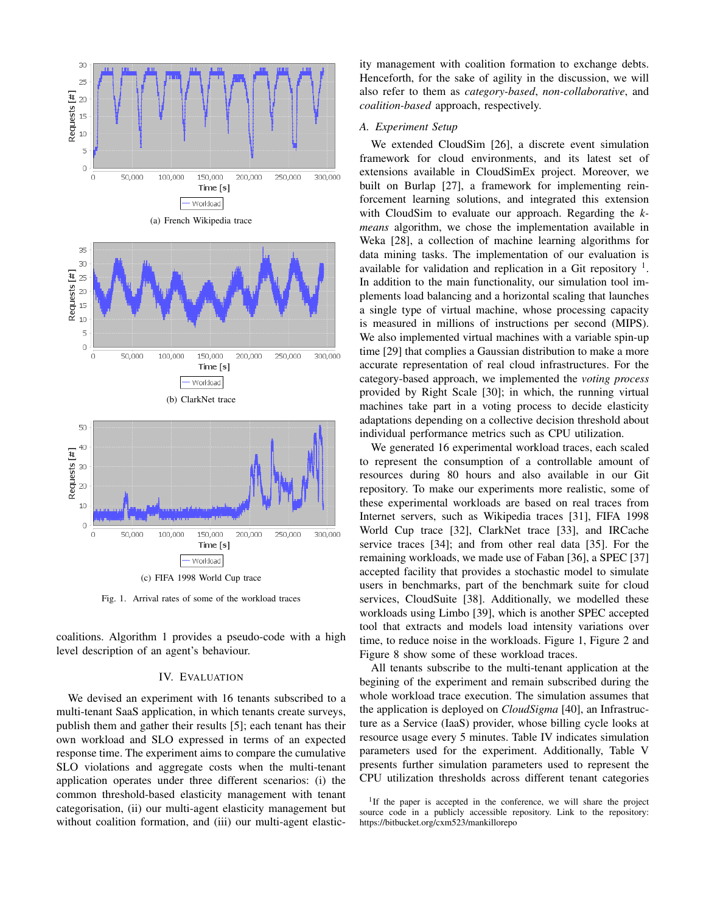(a) French Wikipedia trace

(b) ClarkNet trace

(c) FIFA 1998 World Cup trace

Fig. 1. Arrival rates of some of the workload traces

coalitions. Algorithm 1 provides a pseudo-code with a high level description of an agent's behaviour.

## IV. Evaluation

We devised an experiment with 16 tenants subscribed to a multi-tenant SaaS application, in which tenants create surveys, publish them and gather their results [5]; each tenant has their own workload and SLO expressed in terms of an expected response time. The experiment aims to compare the cumulative SLO violations and aggregate costs when the multi-tenant application operates under three different scenarios: (i) the common threshold-based elasticity management with tenant categorisation, (ii) our multi-agent elasticity management but without coalition formation, and (iii) our multi-agent elasticity management with coalition formation to exchange debts. Henceforth, for the sake of agility in the discussion, we will also refer to them as *category-based*, *non-collaborative*, and *coalition-based* approach, respectively.

### A. Experiment Setup

We extended CloudSim [26], a discrete event simulation framework for cloud environments, and its latest set of extensions available in CloudSimEx project. Moreover, we built on Burlap [27], a framework for implementing reinforcement learning solutions, and integrated this extension with CloudSim to evaluate our approach. Regarding the *k-means* algorithm, we chose the implementation available in Weka [28], a collection of machine learning algorithms for data mining tasks. The implementation of our evaluation is available for validation and replication in a Git repository [1]. In addition to the main functionality, our simulation tool implements load balancing and a horizontal scaling that launches a single type of virtual machine, whose processing capacity is measured in millions of instructions per second (MIPS). We also implemented virtual machines with a variable spin-up time [29] that complies a Gaussian distribution to make a more accurate representation of real cloud infrastructures. For the category-based approach, we implemented the *voting process* provided by Right Scale [30]; in which, the running virtual machines take part in a voting process to decide elasticity adaptations depending on a collective decision threshold about individual performance metrics such as CPU utilization.

We generated 16 experimental workload traces, each scaled to represent the consumption of a controllable amount of resources during 80 hours and also available in our Git repository. To make our experiments more realistic, some of these experimental workloads are based on real traces from Internet servers, such as Wikipedia traces [31], FIFA 1998 World Cup [32], ClarkNet trace [33], and IRCache service traces [34]; and from other real data [35]. For the remaining workloads, we made use of Faban [36], a SPEC [37] accepted facility that provides a stochastic model to simulate users in benchmarks, part of the benchmark suite for cloud services, CloudSuite [38]. Additionally, we modelled these workloads using Limbo [39], which is another SPEC accepted tool that extracts and models load intensity variations over time, to reduce noise in the workloads. Figure 1, Figure 2 and Figure 8 show some of these workload traces.

All tenants subscribe to the multi-tenant application at the begining of the experiment and remain subscribed during the whole workload trace execution. The simulation assumes that the application is deployed on *CloudSigma* [40], an Infrastructure as a Service (IaaS) provider, whose billing cycle looks at resource usage every 5 minutes. Table IV indicates simulation parameters used for the experiment. Additionally, Table V presents further simulation parameters used to represent the CPU utilization thresholds across different tenant categories

[1] If the paper is accepted in the conference, we will share the project source code in a publicly accessible repository. Link to the repository: https://bitbucket.org/cxm523/mankillorepo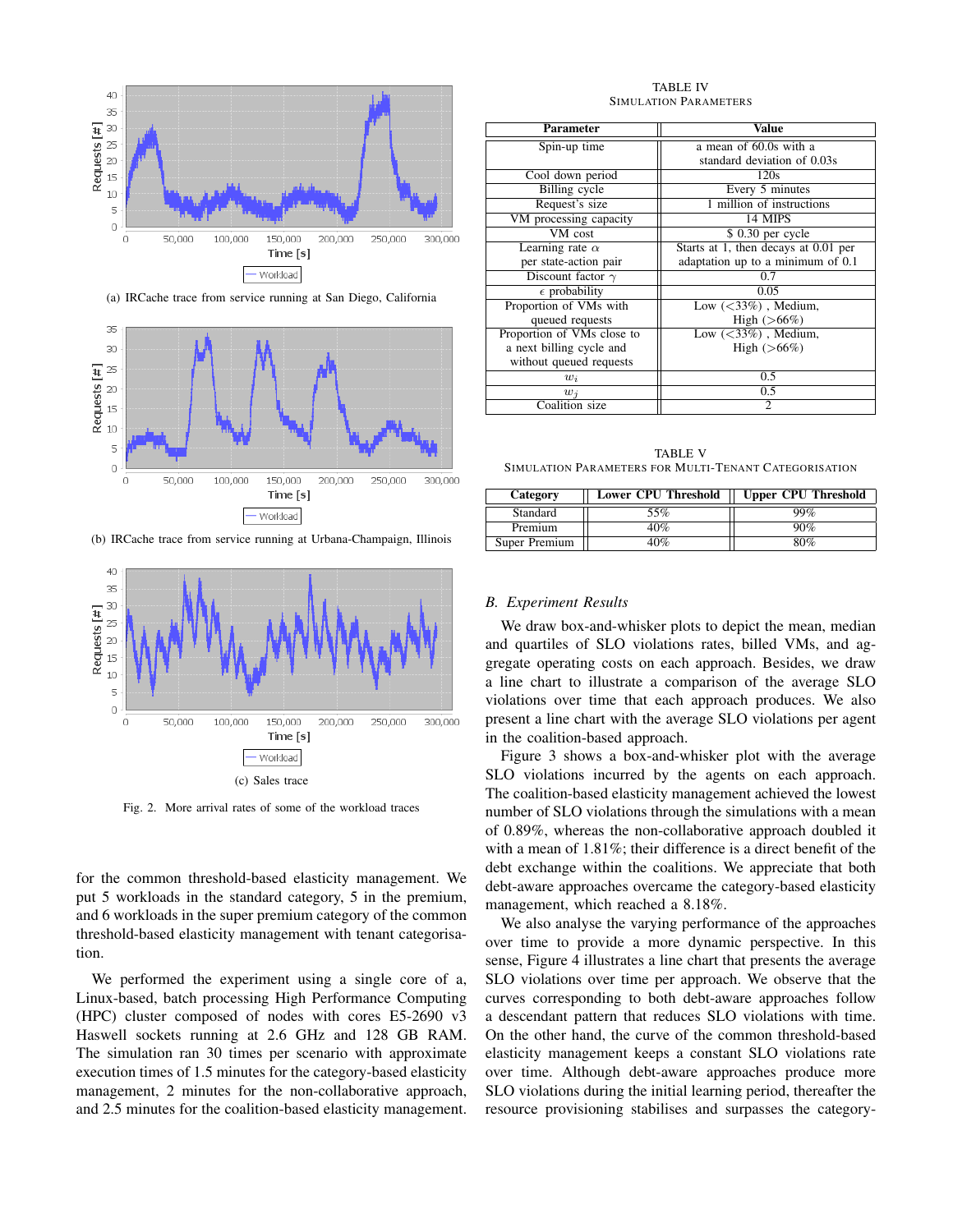(a) IRCache trace from service running at San Diego, California

(b) IRCache trace from service running at Urbana-Champaign, Illinois

(c) Sales trace

Fig. 2. More arrival rates of some of the workload traces

for the common threshold-based elasticity management. We put 5 workloads in the standard category, 5 in the premium, and 6 workloads in the super premium category of the common threshold-based elasticity management with tenant categorisation.

We performed the experiment using a single core of a, Linux-based, batch processing High Performance Computing (HPC) cluster composed of nodes with cores E5-2690 v3 Haswell sockets running at 2.6 GHz and 128 GB RAM. The simulation ran 30 times per scenario with approximate execution times of 1.5 minutes for the category-based elasticity management, 2 minutes for the non-collaborative approach, and 2.5 minutes for the coalition-based elasticity management.

TABLE IV
SIMULATION PARAMETERS

| Parameter | Value |
|---|---|
| Spin-up time | a mean of 60.0s with a standard deviation of 0.03s |
| Cool down period | 120s |
| Billing cycle | Every 5 minutes |
| Request's size | 1 million of instructions |
| VM processing capacity | 14 MIPS |
| VM cost | $ 0.30 per cycle |
| Learning rate $\alpha$ per state-action pair | Starts at 1, then decays at 0.01 per adaptation up to a minimum of 0.1 |
| Discount factor $\gamma$ | 0.7 |
| $\epsilon$ probability | 0.05 |
| Proportion of VMs with queued requests | Low (<33%) , Medium, High (>66%) |
| Proportion of VMs close to a next billing cycle and without queued requests | Low (<33%) , Medium, High (>66%) |
| $w_i$ | 0.5 |
| $w_j$ | 0.5 |
| Coalition size | 2 |

TABLE V
SIMULATION PARAMETERS FOR MULTI-TENANT CATEGORISATION

| Category | Lower CPU Threshold | Upper CPU Threshold |
|---|---|---|
| Standard | 55% | 99% |
| Premium | 40% | 90% |
| Super Premium | 40% | 80% |

### B. Experiment Results

We draw box-and-whisker plots to depict the mean, median and quartiles of SLO violations rates, billed VMs, and aggregate operating costs on each approach. Besides, we draw a line chart to illustrate a comparison of the average SLO violations over time that each approach produces. We also present a line chart with the average SLO violations per agent in the coalition-based approach.

Figure 3 shows a box-and-whisker plot with the average SLO violations incurred by the agents on each approach. The coalition-based elasticity management achieved the lowest number of SLO violations through the simulations with a mean of 0.89%, whereas the non-collaborative approach doubled it with a mean of 1.81%; their difference is a direct benefit of the debt exchange within the coalitions. We appreciate that both debt-aware approaches overcame the category-based elasticity management, which reached a 8.18%.

We also analyse the varying performance of the approaches over time to provide a more dynamic perspective. In this sense, Figure 4 illustrates a line chart that presents the average SLO violations over time per approach. We observe that the curves corresponding to both debt-aware approaches follow a descendant pattern that reduces SLO violations with time. On the other hand, the curve of the common threshold-based elasticity management keeps a constant SLO violations rate over time. Although debt-aware approaches produce more SLO violations during the initial learning period, thereafter the resource provisioning stabilises and surpasses the category-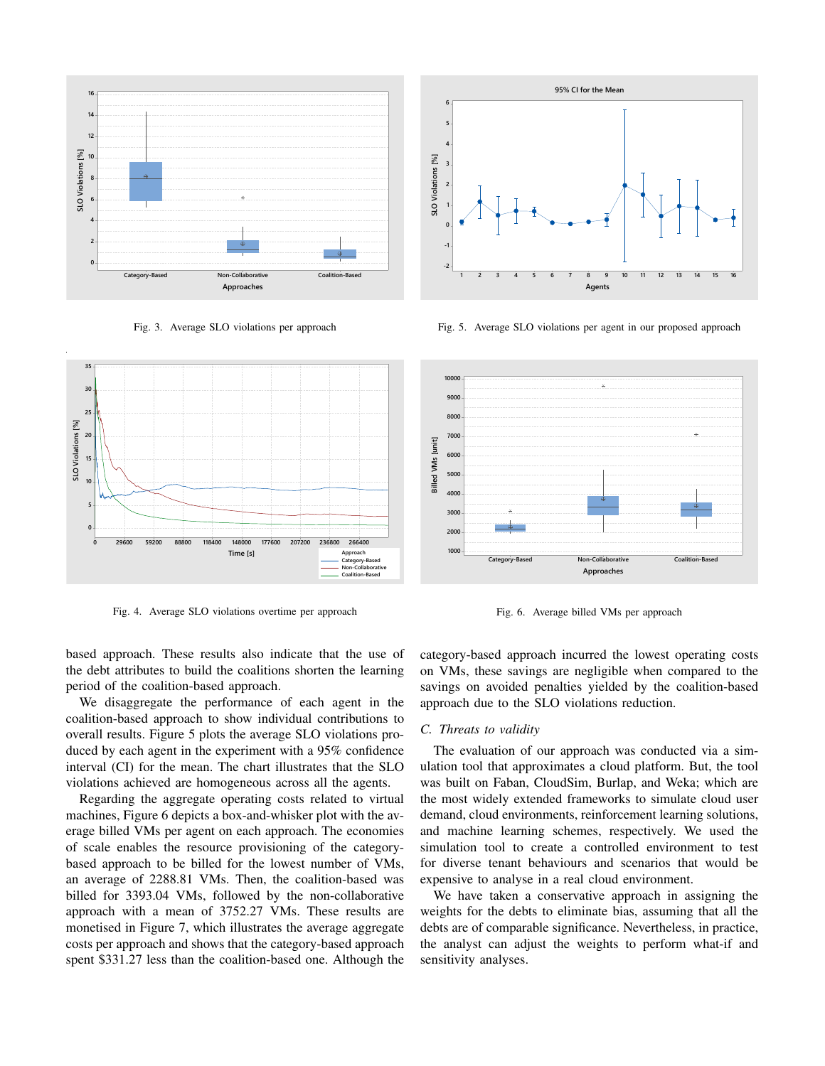Fig. 3. Average SLO violations per approach

Fig. 5. Average SLO violations per agent in our proposed approach

Fig. 4. Average SLO violations overtime per approach

Fig. 6. Average billed VMs per approach

based approach. These results also indicate that the use of the debt attributes to build the coalitions shorten the learning period of the coalition-based approach.

We disaggregate the performance of each agent in the coalition-based approach to show individual contributions to overall results. Figure 5 plots the average SLO violations produced by each agent in the experiment with a 95% confidence interval (CI) for the mean. The chart illustrates that the SLO violations achieved are homogeneous across all the agents.

Regarding the aggregate operating costs related to virtual machines, Figure 6 depicts a box-and-whisker plot with the average billed VMs per agent on each approach. The economies of scale enables the resource provisioning of the category-based approach to be billed for the lowest number of VMs, an average of 2288.81 VMs. Then, the coalition-based was billed for 3393.04 VMs, followed by the non-collaborative approach with a mean of 3752.27 VMs. These results are monetised in Figure 7, which illustrates the average aggregate costs per approach and shows that the category-based approach spent $331.27 less than the coalition-based one. Although the category-based approach incurred the lowest operating costs on VMs, these savings are negligible when compared to the savings on avoided penalties yielded by the coalition-based approach due to the SLO violations reduction.

### *C. Threats to validity*

The evaluation of our approach was conducted via a simulation tool that approximates a cloud platform. But, the tool was built on Faban, CloudSim, Burlap, and Weka; which are the most widely extended frameworks to simulate cloud user demand, cloud environments, reinforcement learning solutions, and machine learning schemes, respectively. We used the simulation tool to create a controlled environment to test for diverse tenant behaviours and scenarios that would be expensive to analyse in a real cloud environment.

We have taken a conservative approach in assigning the weights for the debts to eliminate bias, assuming that all the debts are of comparable significance. Nevertheless, in practice, the analyst can adjust the weights to perform what-if and sensitivity analyses.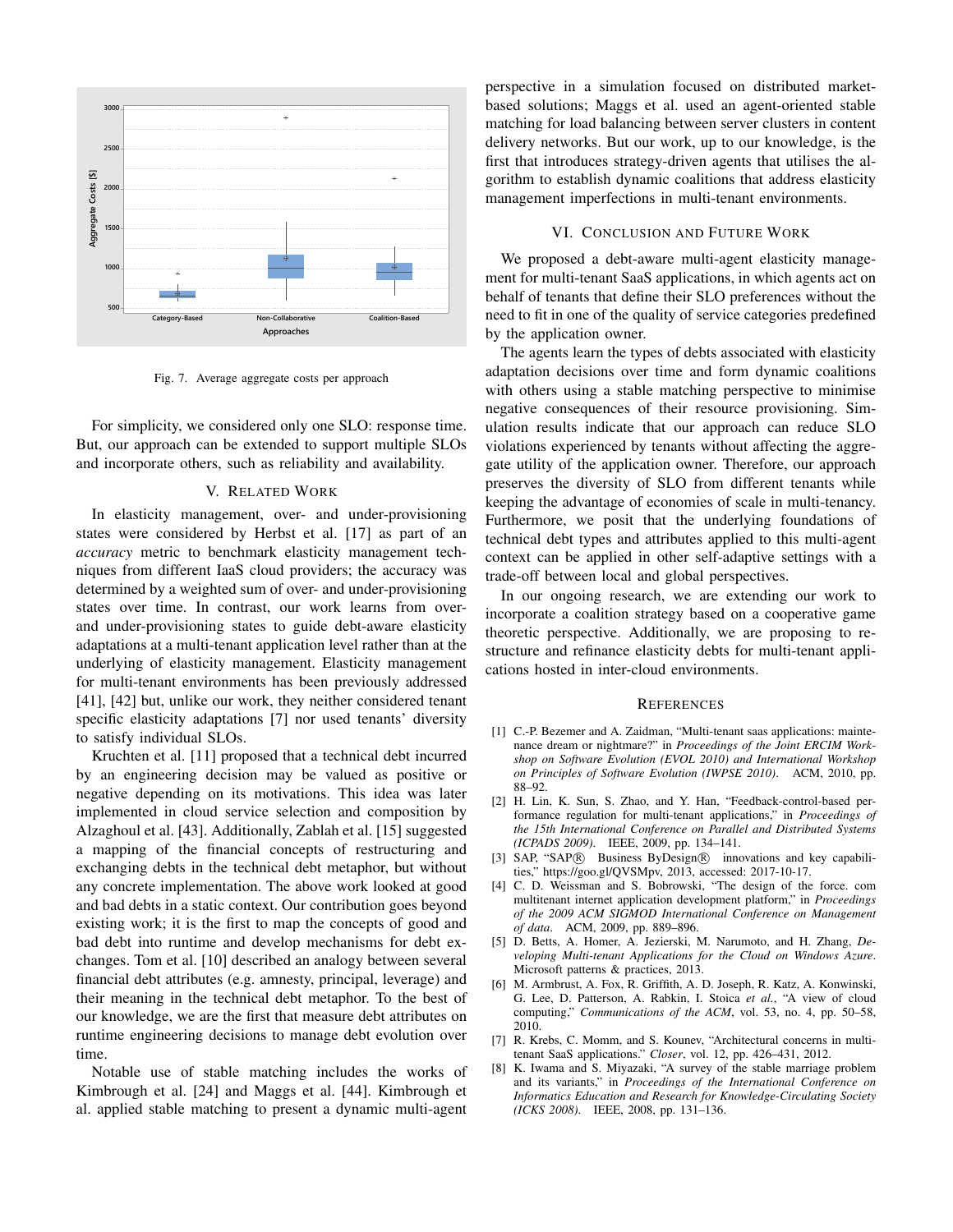Fig. 7. Average aggregate costs per approach

For simplicity, we considered only one SLO: response time. But, our approach can be extended to support multiple SLOs and incorporate others, such as reliability and availability.

## V. Related Work

In elasticity management, over- and under-provisioning states were considered by Herbst et al. [17] as part of an *accuracy* metric to benchmark elasticity management techniques from different IaaS cloud providers; the accuracy was determined by a weighted sum of over- and under-provisioning states over time. In contrast, our work learns from over- and under-provisioning states to guide debt-aware elasticity adaptations at a multi-tenant application level rather than at the underlying of elasticity management. Elasticity management for multi-tenant environments has been previously addressed [41], [42] but, unlike our work, they neither considered tenant specific elasticity adaptations [7] nor used tenants' diversity to satisfy individual SLOs.

Kruchten et al. [11] proposed that a technical debt incurred by an engineering decision may be valued as positive or negative depending on its motivations. This idea was later implemented in cloud service selection and composition by Alzaghoul et al. [43]. Additionally, Zablah et al. [15] suggested a mapping of the financial concepts of restructuring and exchanging debts in the technical debt metaphor, but without any concrete implementation. The above work looked at good and bad debts in a static context. Our contribution goes beyond existing work; it is the first to map the concepts of good and bad debt into runtime and develop mechanisms for debt exchanges. Tom et al. [10] described an analogy between several financial debt attributes (e.g. amnesty, principal, leverage) and their meaning in the technical debt metaphor. To the best of our knowledge, we are the first that measure debt attributes on runtime engineering decisions to manage debt evolution over time.

Notable use of stable matching includes the works of Kimbrough et al. [24] and Maggs et al. [44]. Kimbrough et al. applied stable matching to present a dynamic multi-agent perspective in a simulation focused on distributed market-based solutions; Maggs et al. used an agent-oriented stable matching for load balancing between server clusters in content delivery networks. But our work, up to our knowledge, is the first that introduces strategy-driven agents that utilises the algorithm to establish dynamic coalitions that address elasticity management imperfections in multi-tenant environments.

## VI. Conclusion and Future Work

We proposed a debt-aware multi-agent elasticity management for multi-tenant SaaS applications, in which agents act on behalf of tenants that define their SLO preferences without the need to fit in one of the quality of service categories predefined by the application owner.

The agents learn the types of debts associated with elasticity adaptation decisions over time and form dynamic coalitions with others using a stable matching perspective to minimise negative consequences of their resource provisioning. Simulation results indicate that our approach can reduce SLO violations experienced by tenants without affecting the aggregate utility of the application owner. Therefore, our approach preserves the diversity of SLO from different tenants while keeping the advantage of economies of scale in multi-tenancy. Furthermore, we posit that the underlying foundations of technical debt types and attributes applied to this multi-agent context can be applied in other self-adaptive settings with a trade-off between local and global perspectives.

In our ongoing research, we are extending our work to incorporate a coalition strategy based on a cooperative game theoretic perspective. Additionally, we are proposing to restructure and refinance elasticity debts for multi-tenant applications hosted in inter-cloud environments.

## References

[1] C.-P. Bezemer and A. Zaidman, "Multi-tenant saas applications: maintenance dream or nightmare?" in *Proceedings of the Joint ERCIM Workshop on Software Evolution (EVOL 2010) and International Workshop on Principles of Software Evolution (IWPSE 2010)*. ACM, 2010, pp. 88–92.

[2] H. Lin, K. Sun, S. Zhao, and Y. Han, "Feedback-control-based performance regulation for multi-tenant applications," in *Proceedings of the 15th International Conference on Parallel and Distributed Systems (ICPADS 2009)*. IEEE, 2009, pp. 134–141.

[3] SAP, "SAP® Business ByDesign® innovations and key capabilities," https://goo.gl/QVSMpv, 2013, accessed: 2017-10-17.

[4] C. D. Weissman and S. Bobrowski, "The design of the force. com multitenant internet application development platform," in *Proceedings of the 2009 ACM SIGMOD International Conference on Management of data*. ACM, 2009, pp. 889–896.

[5] D. Betts, A. Homer, A. Jezierski, M. Narumoto, and H. Zhang, *Developing Multi-tenant Applications for the Cloud on Windows Azure*. Microsoft patterns & practices, 2013.

[6] M. Armbrust, A. Fox, R. Griffith, A. D. Joseph, R. Katz, A. Konwinski, G. Lee, D. Patterson, A. Rabkin, I. Stoica *et al.*, "A view of cloud computing," *Communications of the ACM*, vol. 53, no. 4, pp. 50–58, 2010.

[7] R. Krebs, C. Momm, and S. Kounev, "Architectural concerns in multi-tenant SaaS applications." *Closer*, vol. 12, pp. 426–431, 2012.

[8] K. Iwama and S. Miyazaki, "A survey of the stable marriage problem and its variants," in *Proceedings of the International Conference on Informatics Education and Research for Knowledge-Circulating Society (ICKS 2008)*. IEEE, 2008, pp. 131–136.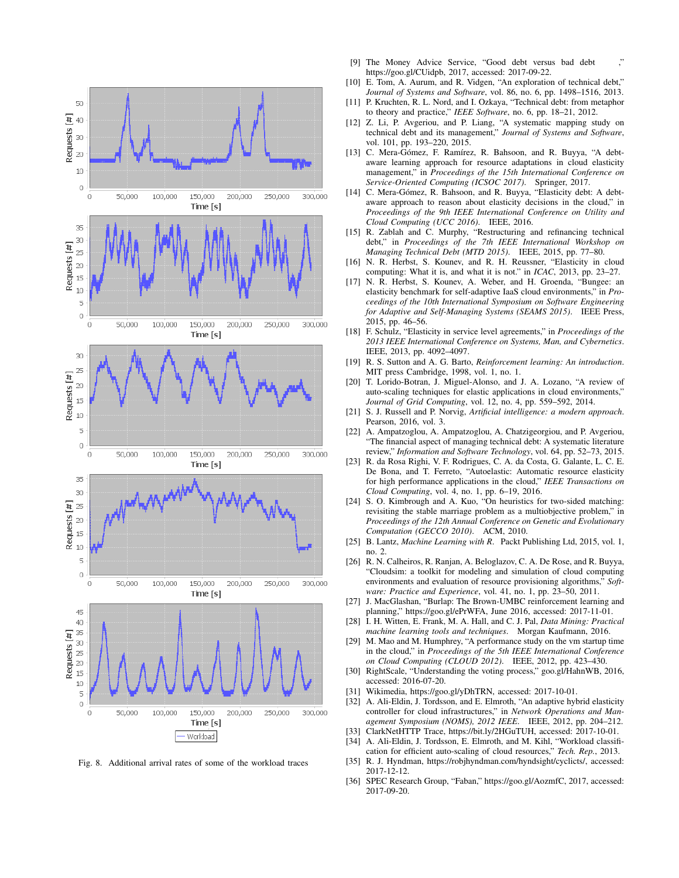Fig. 8. Additional arrival rates of some of the workload traces

[9] The Money Advice Service, "Good debt versus bad debt ," https://goo.gl/CUidpb, 2017, accessed: 2017-09-22.

[10] E. Tom, A. Aurum, and R. Vidgen, "An exploration of technical debt," *Journal of Systems and Software*, vol. 86, no. 6, pp. 1498–1516, 2013.

[11] P. Kruchten, R. L. Nord, and I. Ozkaya, "Technical debt: from metaphor to theory and practice," *IEEE Software*, no. 6, pp. 18–21, 2012.

[12] Z. Li, P. Avgeriou, and P. Liang, "A systematic mapping study on technical debt and its management," *Journal of Systems and Software*, vol. 101, pp. 193–220, 2015.

[13] C. Mera-Gómez, F. Ramírez, R. Bahsoon, and R. Buyya, "A debt-aware learning approach for resource adaptations in cloud elasticity management," in *Proceedings of the 15th International Conference on Service-Oriented Computing (ICSOC 2017)*. Springer, 2017.

[14] C. Mera-Gómez, R. Bahsoon, and R. Buyya, "Elasticity debt: A debt-aware approach to reason about elasticity decisions in the cloud," in *Proceedings of the 9th IEEE International Conference on Utility and Cloud Computing (UCC 2016)*. IEEE, 2016.

[15] R. Zablah and C. Murphy, "Restructuring and refinancing technical debt," in *Proceedings of the 7th IEEE International Workshop on Managing Technical Debt (MTD 2015)*. IEEE, 2015, pp. 77–80.

[16] N. R. Herbst, S. Kounev, and R. H. Reussner, "Elasticity in cloud computing: What it is, and what it is not." in *ICAC*, 2013, pp. 23–27.

[17] N. R. Herbst, S. Kounev, A. Weber, and H. Groenda, "Bungee: an elasticity benchmark for self-adaptive IaaS cloud environments," in *Proceedings of the 10th International Symposium on Software Engineering for Adaptive and Self-Managing Systems (SEAMS 2015)*. IEEE Press, 2015, pp. 46–56.

[18] F. Schulz, "Elasticity in service level agreements," in *Proceedings of the 2013 IEEE International Conference on Systems, Man, and Cybernetics*. IEEE, 2013, pp. 4092–4097.

[19] R. S. Sutton and A. G. Barto, *Reinforcement learning: An introduction*. MIT press Cambridge, 1998, vol. 1, no. 1.

[20] T. Lorido-Botran, J. Miguel-Alonso, and J. A. Lozano, "A review of auto-scaling techniques for elastic applications in cloud environments," *Journal of Grid Computing*, vol. 12, no. 4, pp. 559–592, 2014.

[21] S. J. Russell and P. Norvig, *Artificial intelligence: a modern approach*. Pearson, 2016, vol. 3.

[22] A. Ampatzoglou, A. Ampatzoglou, A. Chatzigeorgiou, and P. Avgeriou, "The financial aspect of managing technical debt: A systematic literature review," *Information and Software Technology*, vol. 64, pp. 52–73, 2015.

[23] R. da Rosa Righi, V. F. Rodrigues, C. A. da Costa, G. Galante, L. C. E. De Bona, and T. Ferreto, "Autoelastic: Automatic resource elasticity for high performance applications in the cloud," *IEEE Transactions on Cloud Computing*, vol. 4, no. 1, pp. 6–19, 2016.

[24] S. O. Kimbrough and A. Kuo, "On heuristics for two-sided matching: revisiting the stable marriage problem as a multiobjective problem," in *Proceedings of the 12th Annual Conference on Genetic and Evolutionary Computation (GECCO 2010)*. ACM, 2010.

[25] B. Lantz, *Machine Learning with R*. Packt Publishing Ltd, 2015, vol. 1, no. 2.

[26] R. N. Calheiros, R. Ranjan, A. Beloglazov, C. A. De Rose, and R. Buyya, "Cloudsim: a toolkit for modeling and simulation of cloud computing environments and evaluation of resource provisioning algorithms," *Software: Practice and Experience*, vol. 41, no. 1, pp. 23–50, 2011.

[27] J. MacGlashan, "Burlap: The Brown-UMBC reinforcement learning and planning," https://goo.gl/ePrWFA, June 2016, accessed: 2017-11-01.

[28] I. H. Witten, E. Frank, M. A. Hall, and C. J. Pal, *Data Mining: Practical machine learning tools and techniques*. Morgan Kaufmann, 2016.

[29] M. Mao and M. Humphrey, "A performance study on the vm startup time in the cloud," in *Proceedings of the 5th IEEE International Conference on Cloud Computing (CLOUD 2012)*. IEEE, 2012, pp. 423–430.

[30] RightScale, "Understanding the voting process," goo.gl/HahnWB, 2016, accessed: 2016-07-20.

[31] Wikimedia, https://goo.gl/yDhTRN, accessed: 2017-10-01.

[32] A. Ali-Eldin, J. Tordsson, and E. Elmroth, "An adaptive hybrid elasticity controller for cloud infrastructures," in *Network Operations and Management Symposium (NOMS), 2012 IEEE*. IEEE, 2012, pp. 204–212.

[33] ClarkNetHTTP Trace, https://bit.ly/2HGuTUH, accessed: 2017-10-01.

[34] A. Ali-Eldin, J. Tordsson, E. Elmroth, and M. Kihl, "Workload classification for efficient auto-scaling of cloud resources," *Tech. Rep.*, 2013.

[35] R. J. Hyndman, https://robjhyndman.com/hyndsight/cyclicts/, accessed: 2017-12-12.

[36] SPEC Research Group, "Faban," https://goo.gl/AozmfC, 2017, accessed: 2017-09-20.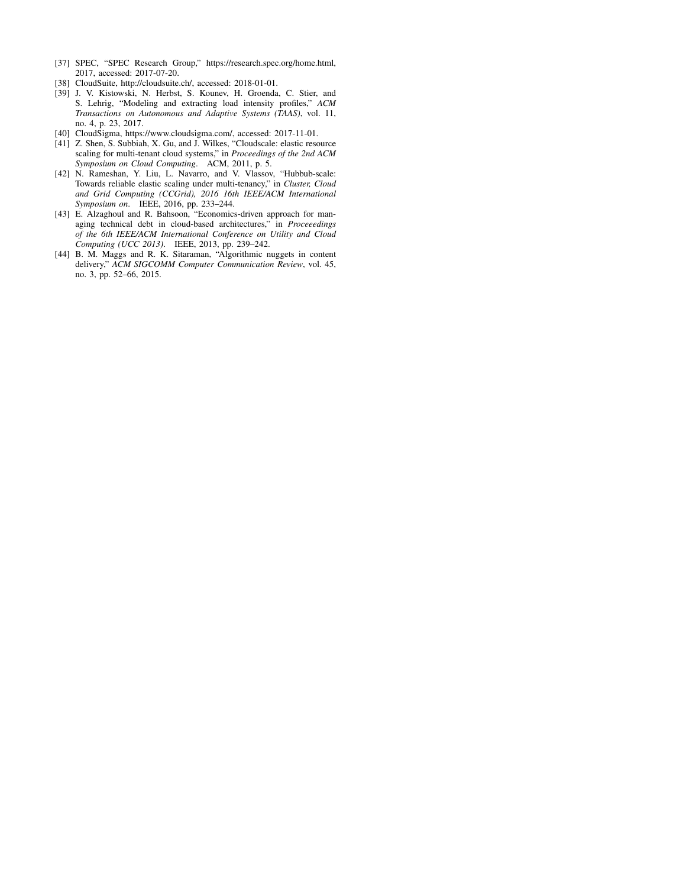[37] SPEC, "SPEC Research Group," https://research.spec.org/home.html, 2017, accessed: 2017-07-20.

[38] CloudSuite, http://cloudsuite.ch/, accessed: 2018-01-01.

[39] J. V. Kistowski, N. Herbst, S. Kounev, H. Groenda, C. Stier, and S. Lehrig, "Modeling and extracting load intensity profiles," *ACM Transactions on Autonomous and Adaptive Systems (TAAS)*, vol. 11, no. 4, p. 23, 2017.

[40] CloudSigma, https://www.cloudsigma.com/, accessed: 2017-11-01.

[41] Z. Shen, S. Subbiah, X. Gu, and J. Wilkes, "Cloudscale: elastic resource scaling for multi-tenant cloud systems," in *Proceedings of the 2nd ACM Symposium on Cloud Computing*. ACM, 2011, p. 5.

[42] N. Rameshan, Y. Liu, L. Navarro, and V. Vlassov, "Hubbub-scale: Towards reliable elastic scaling under multi-tenancy," in *Cluster, Cloud and Grid Computing (CCGrid), 2016 16th IEEE/ACM International Symposium on*. IEEE, 2016, pp. 233–244.

[43] E. Alzaghoul and R. Bahsoon, "Economics-driven approach for managing technical debt in cloud-based architectures," in *Proceeedings of the 6th IEEE/ACM International Conference on Utility and Cloud Computing (UCC 2013)*. IEEE, 2013, pp. 239–242.

[44] B. M. Maggs and R. K. Sitaraman, "Algorithmic nuggets in content delivery," *ACM SIGCOMM Computer Communication Review*, vol. 45, no. 3, pp. 52–66, 2015.